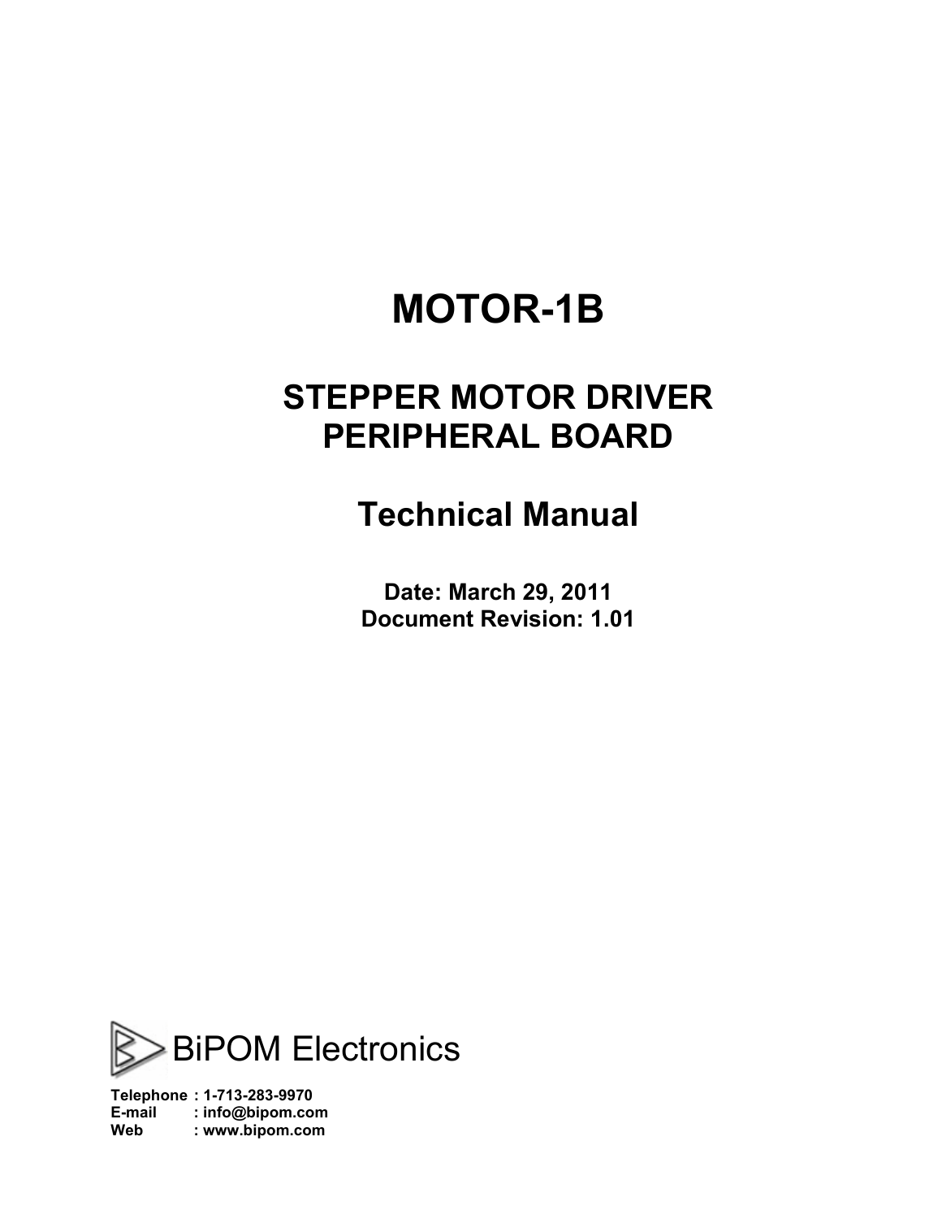# MOTOR-1B

## STEPPER MOTOR DRIVER PERIPHERAL BOARD

## Technical Manual

**Date: March 29, 2011**
**Document Revision: 1.01**

BiPOM Electronics

**Telephone : 1-713-283-9970**
**E-mail : info@bipom.com**
**Web : www.bipom.com**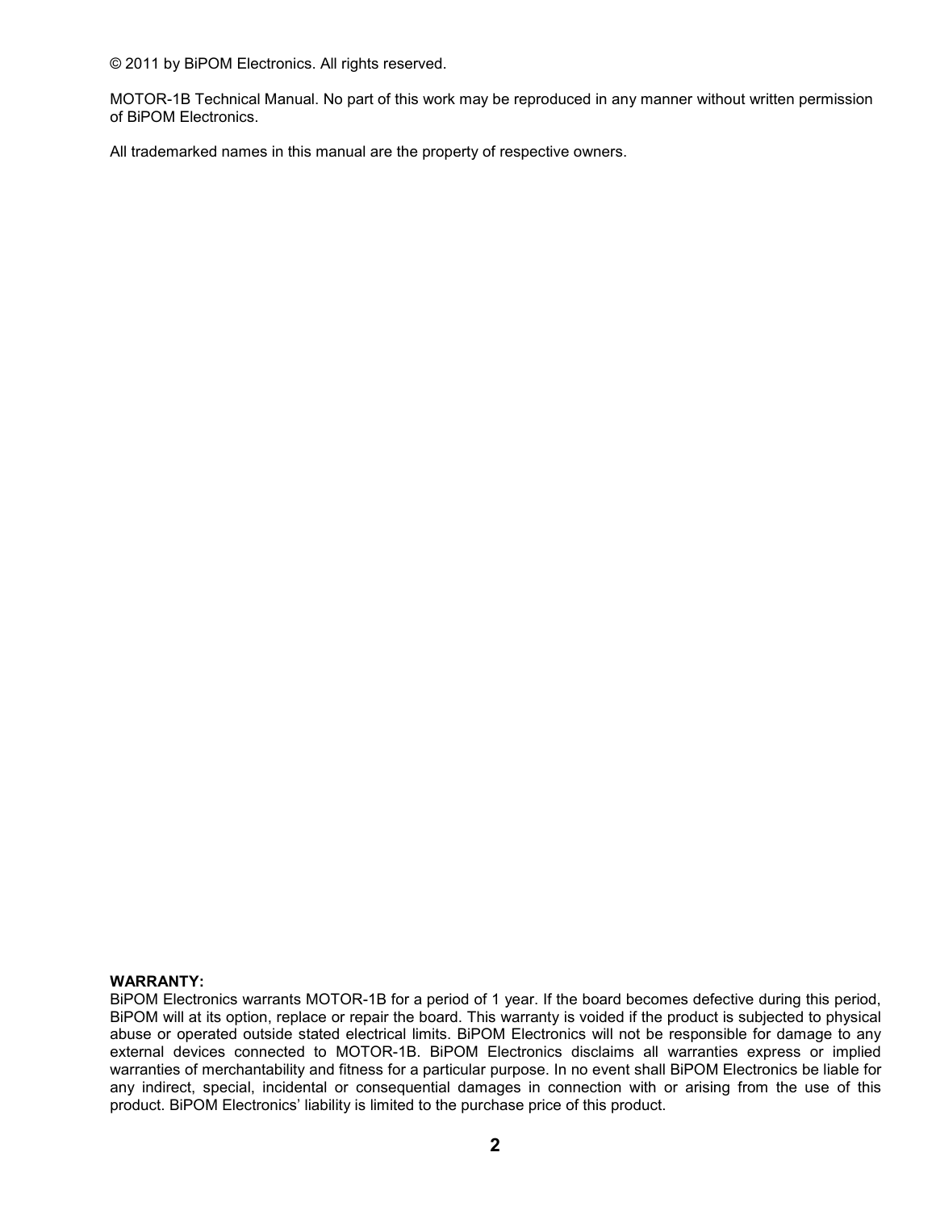© 2011 by BiPOM Electronics. All rights reserved.

MOTOR-1B Technical Manual. No part of this work may be reproduced in any manner without written permission of BiPOM Electronics.

All trademarked names in this manual are the property of respective owners.

**WARRANTY:**

BiPOM Electronics warrants MOTOR-1B for a period of 1 year. If the board becomes defective during this period, BiPOM will at its option, replace or repair the board. This warranty is voided if the product is subjected to physical abuse or operated outside stated electrical limits. BiPOM Electronics will not be responsible for damage to any external devices connected to MOTOR-1B. BiPOM Electronics disclaims all warranties express or implied warranties of merchantability and fitness for a particular purpose. In no event shall BiPOM Electronics be liable for any indirect, special, incidental or consequential damages in connection with or arising from the use of this product. BiPOM Electronics' liability is limited to the purchase price of this product.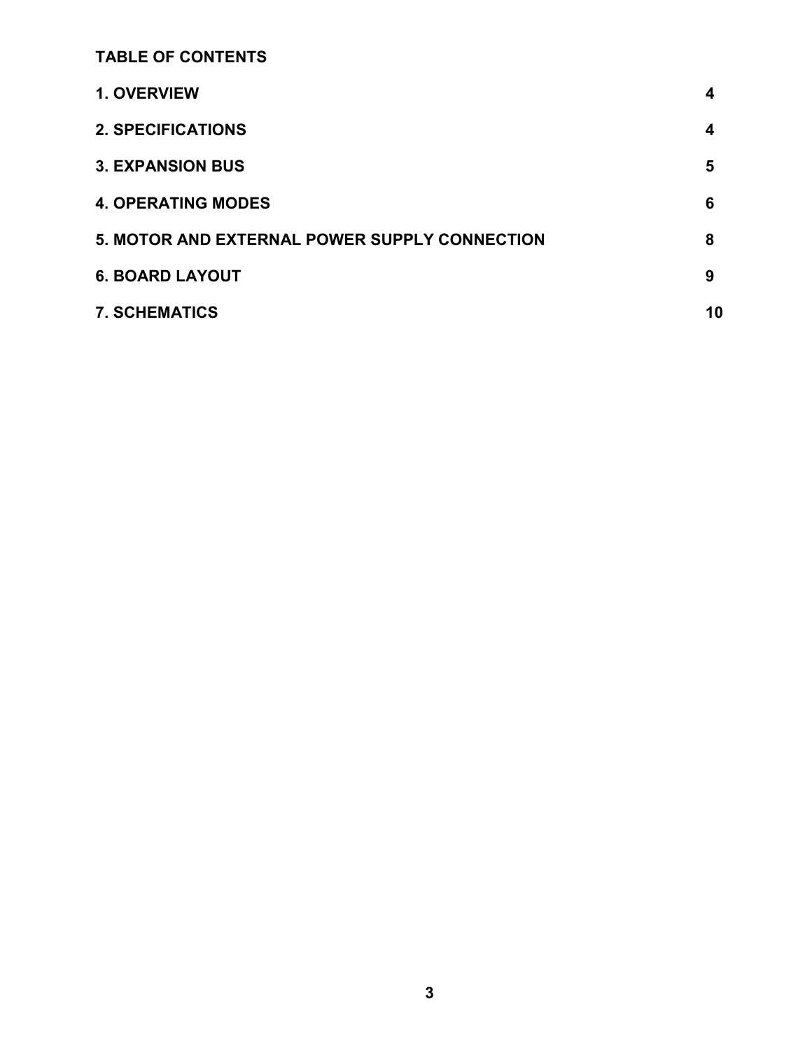**TABLE OF CONTENTS**

| | |
|---|---|
| **1. OVERVIEW** | **4** |
| **2. SPECIFICATIONS** | **4** |
| **3. EXPANSION BUS** | **5** |
| **4. OPERATING MODES** | **6** |
| **5. MOTOR AND EXTERNAL POWER SUPPLY CONNECTION** | **8** |
| **6. BOARD LAYOUT** | **9** |
| **7. SCHEMATICS** | **10** |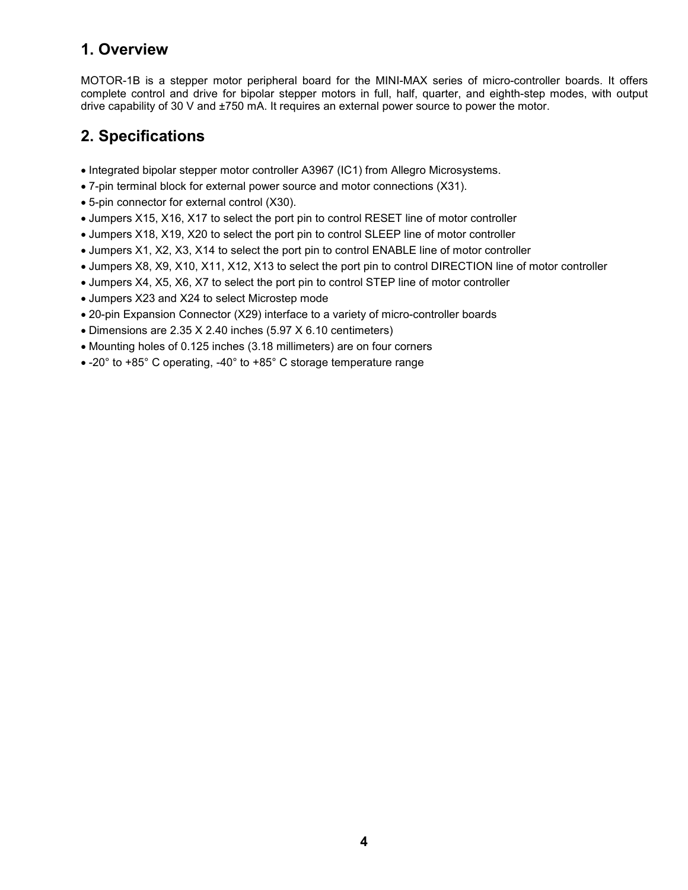## 1. Overview

MOTOR-1B is a stepper motor peripheral board for the MINI-MAX series of micro-controller boards. It offers complete control and drive for bipolar stepper motors in full, half, quarter, and eighth-step modes, with output drive capability of 30 V and ±750 mA. It requires an external power source to power the motor.

## 2. Specifications

- Integrated bipolar stepper motor controller A3967 (IC1) from Allegro Microsystems.
- 7-pin terminal block for external power source and motor connections (X31).
- 5-pin connector for external control (X30).
- Jumpers X15, X16, X17 to select the port pin to control RESET line of motor controller
- Jumpers X18, X19, X20 to select the port pin to control SLEEP line of motor controller
- Jumpers X1, X2, X3, X14 to select the port pin to control ENABLE line of motor controller
- Jumpers X8, X9, X10, X11, X12, X13 to select the port pin to control DIRECTION line of motor controller
- Jumpers X4, X5, X6, X7 to select the port pin to control STEP line of motor controller
- Jumpers X23 and X24 to select Microstep mode
- 20-pin Expansion Connector (X29) interface to a variety of micro-controller boards
- Dimensions are 2.35 X 2.40 inches (5.97 X 6.10 centimeters)
- Mounting holes of 0.125 inches (3.18 millimeters) are on four corners
- -20° to +85° C operating, -40° to +85° C storage temperature range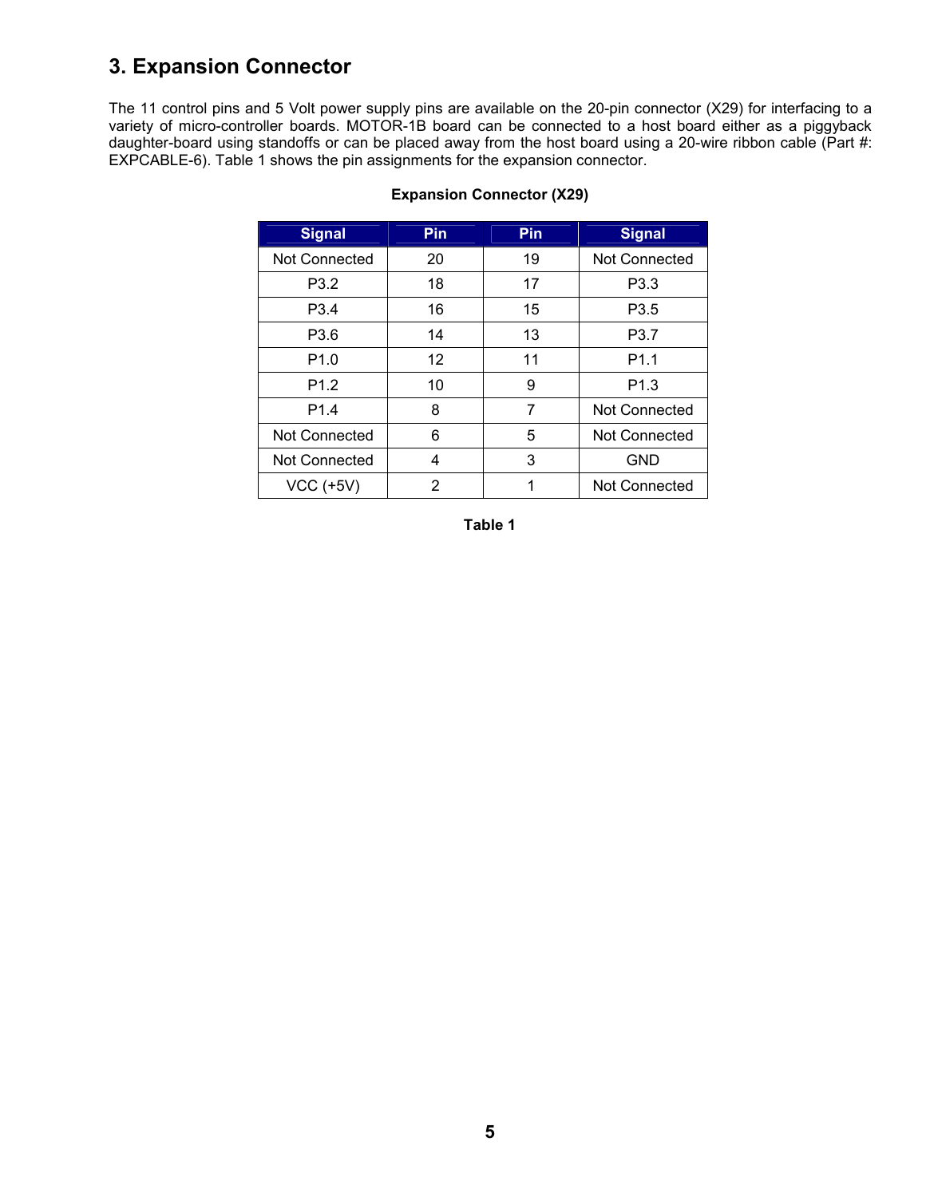## 3. Expansion Connector

The 11 control pins and 5 Volt power supply pins are available on the 20-pin connector (X29) for interfacing to a variety of micro-controller boards. MOTOR-1B board can be connected to a host board either as a piggyback daughter-board using standoffs or can be placed away from the host board using a 20-wire ribbon cable (Part #: EXPCABLE-6). Table 1 shows the pin assignments for the expansion connector.

**Expansion Connector (X29)**

| Signal | Pin | Pin | Signal |
|---|---|---|---|
| Not Connected | 20 | 19 | Not Connected |
| P3.2 | 18 | 17 | P3.3 |
| P3.4 | 16 | 15 | P3.5 |
| P3.6 | 14 | 13 | P3.7 |
| P1.0 | 12 | 11 | P1.1 |
| P1.2 | 10 | 9 | P1.3 |
| P1.4 | 8 | 7 | Not Connected |
| Not Connected | 6 | 5 | Not Connected |
| Not Connected | 4 | 3 | GND |
| VCC (+5V) | 2 | 1 | Not Connected |

**Table 1**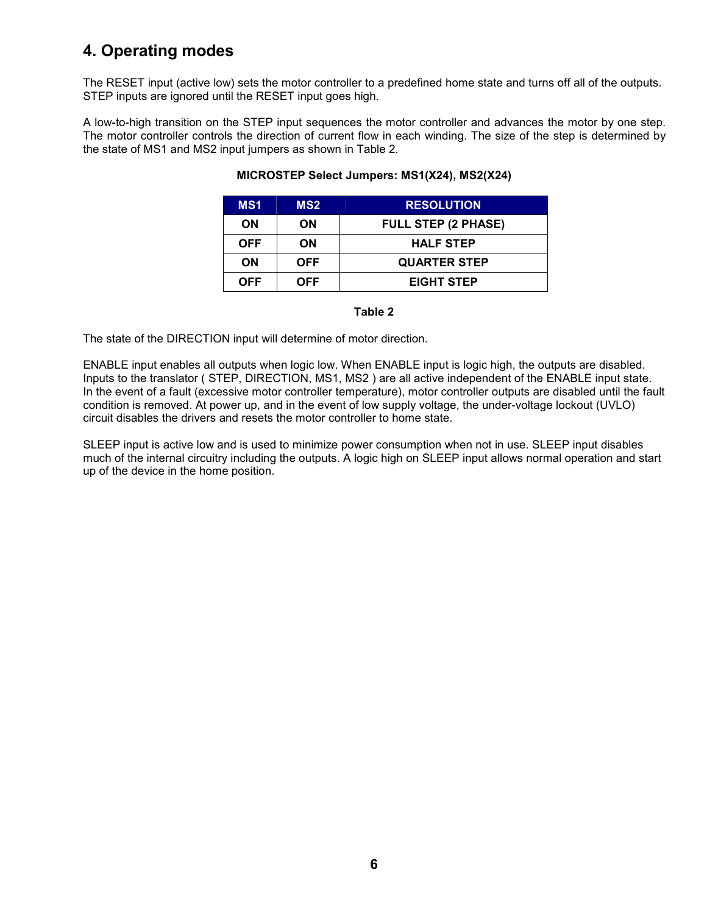## 4. Operating modes

The RESET input (active low) sets the motor controller to a predefined home state and turns off all of the outputs. STEP inputs are ignored until the RESET input goes high.

A low-to-high transition on the STEP input sequences the motor controller and advances the motor by one step. The motor controller controls the direction of current flow in each winding. The size of the step is determined by the state of MS1 and MS2 input jumpers as shown in Table 2.

**MICROSTEP Select Jumpers: MS1(X24), MS2(X24)**

| MS1 | MS2 | RESOLUTION |
|---|---|---|
| ON | ON | FULL STEP (2 PHASE) |
| OFF | ON | HALF STEP |
| ON | OFF | QUARTER STEP |
| OFF | OFF | EIGHT STEP |

**Table 2**

The state of the DIRECTION input will determine of motor direction.

ENABLE input enables all outputs when logic low. When ENABLE input is logic high, the outputs are disabled. Inputs to the translator ( STEP, DIRECTION, MS1, MS2 ) are all active independent of the ENABLE input state. In the event of a fault (excessive motor controller temperature), motor controller outputs are disabled until the fault condition is removed. At power up, and in the event of low supply voltage, the under-voltage lockout (UVLO) circuit disables the drivers and resets the motor controller to home state.

SLEEP input is active low and is used to minimize power consumption when not in use. SLEEP input disables much of the internal circuitry including the outputs. A logic high on SLEEP input allows normal operation and start up of the device in the home position.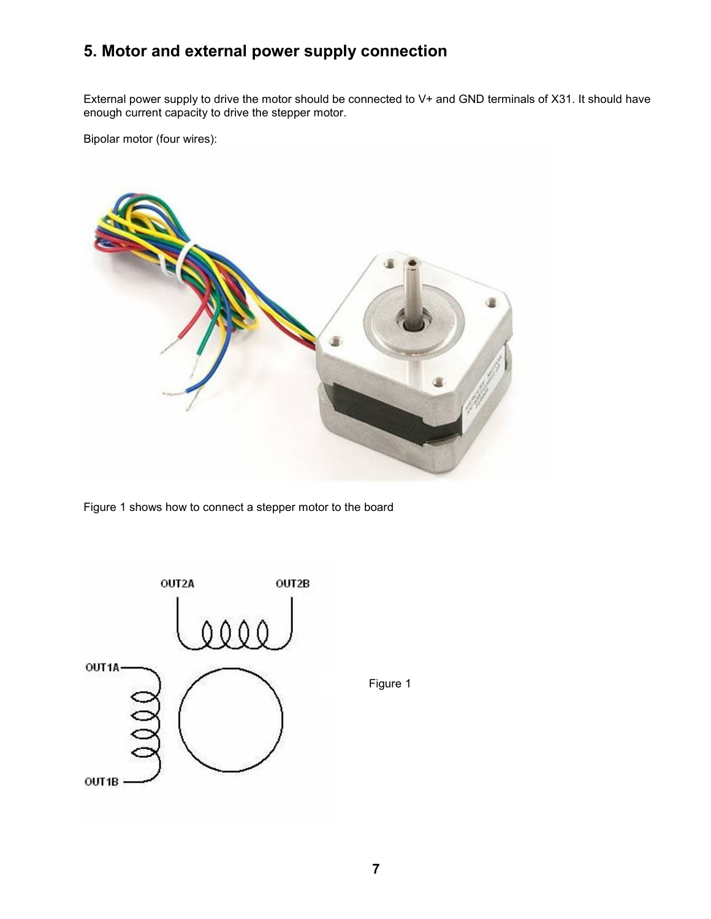## 5. Motor and external power supply connection

External power supply to drive the motor should be connected to V+ and GND terminals of X31. It should have enough current capacity to drive the stepper motor.

Bipolar motor (four wires):

Figure 1 shows how to connect a stepper motor to the board

Figure 1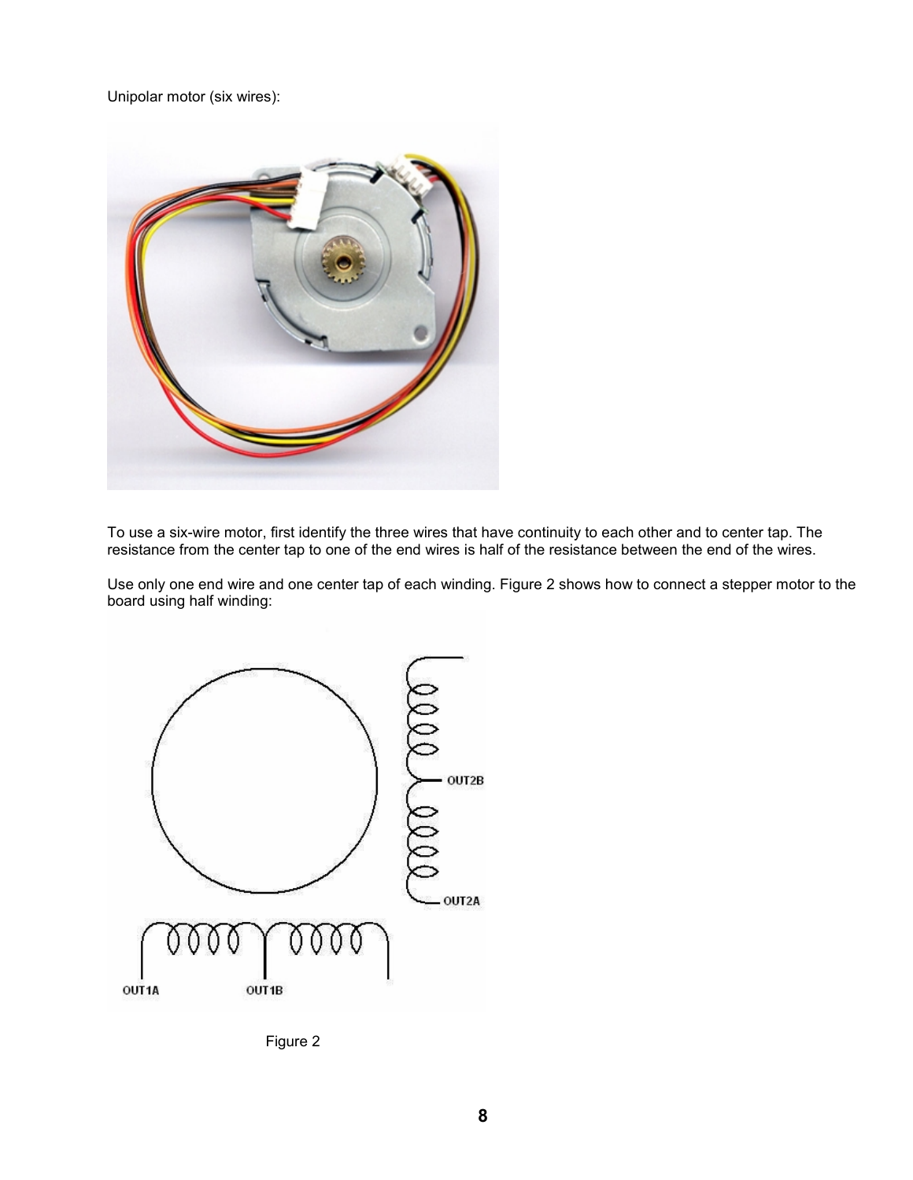Unipolar motor (six wires):

To use a six-wire motor, first identify the three wires that have continuity to each other and to center tap. The resistance from the center tap to one of the end wires is half of the resistance between the end of the wires.

Use only one end wire and one center tap of each winding. Figure 2 shows how to connect a stepper motor to the board using half winding:

Figure 2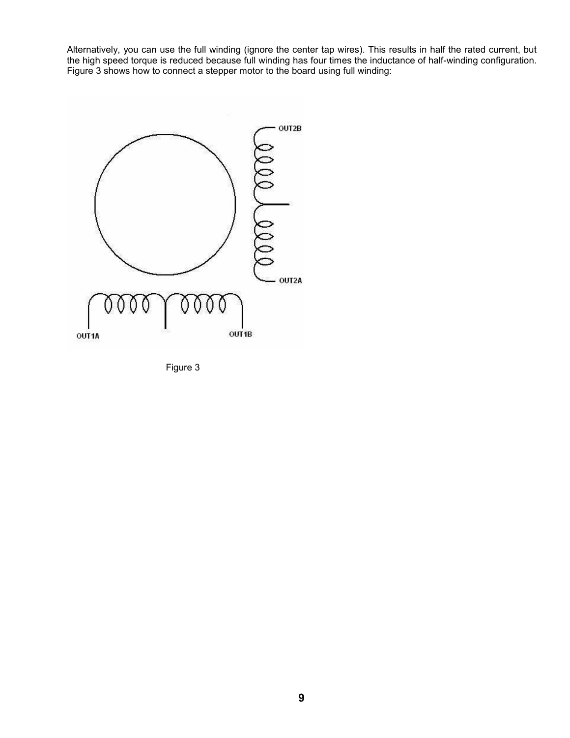Alternatively, you can use the full winding (ignore the center tap wires). This results in half the rated current, but the high speed torque is reduced because full winding has four times the inductance of half-winding configuration. Figure 3 shows how to connect a stepper motor to the board using full winding:

OUT2B

OUT2A

OUT1A

OUT1B

Figure 3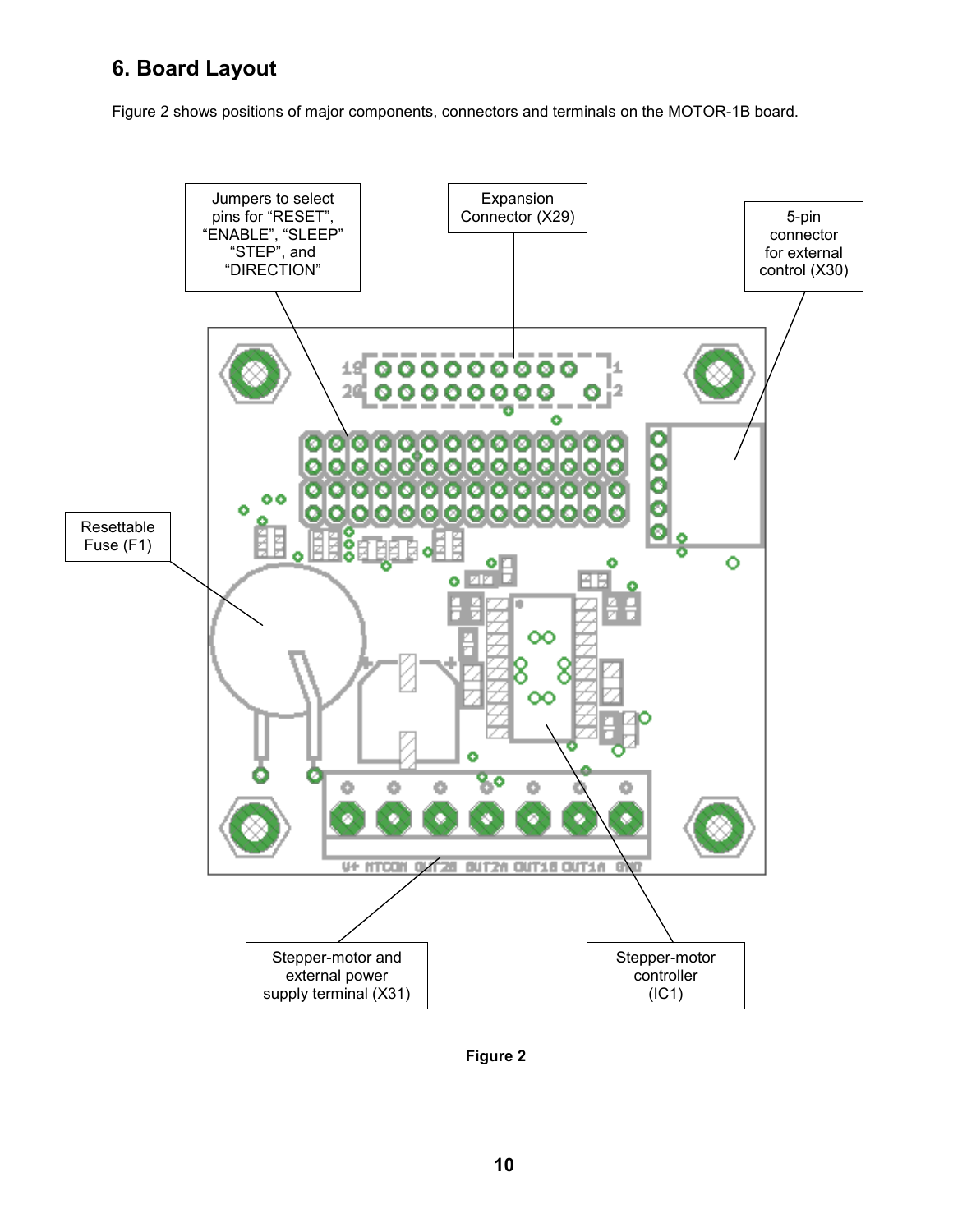## 6. Board Layout

Figure 2 shows positions of major components, connectors and terminals on the MOTOR-1B board.

Jumpers to select pins for "RESET", "ENABLE", "SLEEP" "STEP", and "DIRECTION"

Expansion Connector (X29)

5-pin connector for external control (X30)

Resettable Fuse (F1)

Stepper-motor and external power supply terminal (X31)

Stepper-motor controller (IC1)

**Figure 2**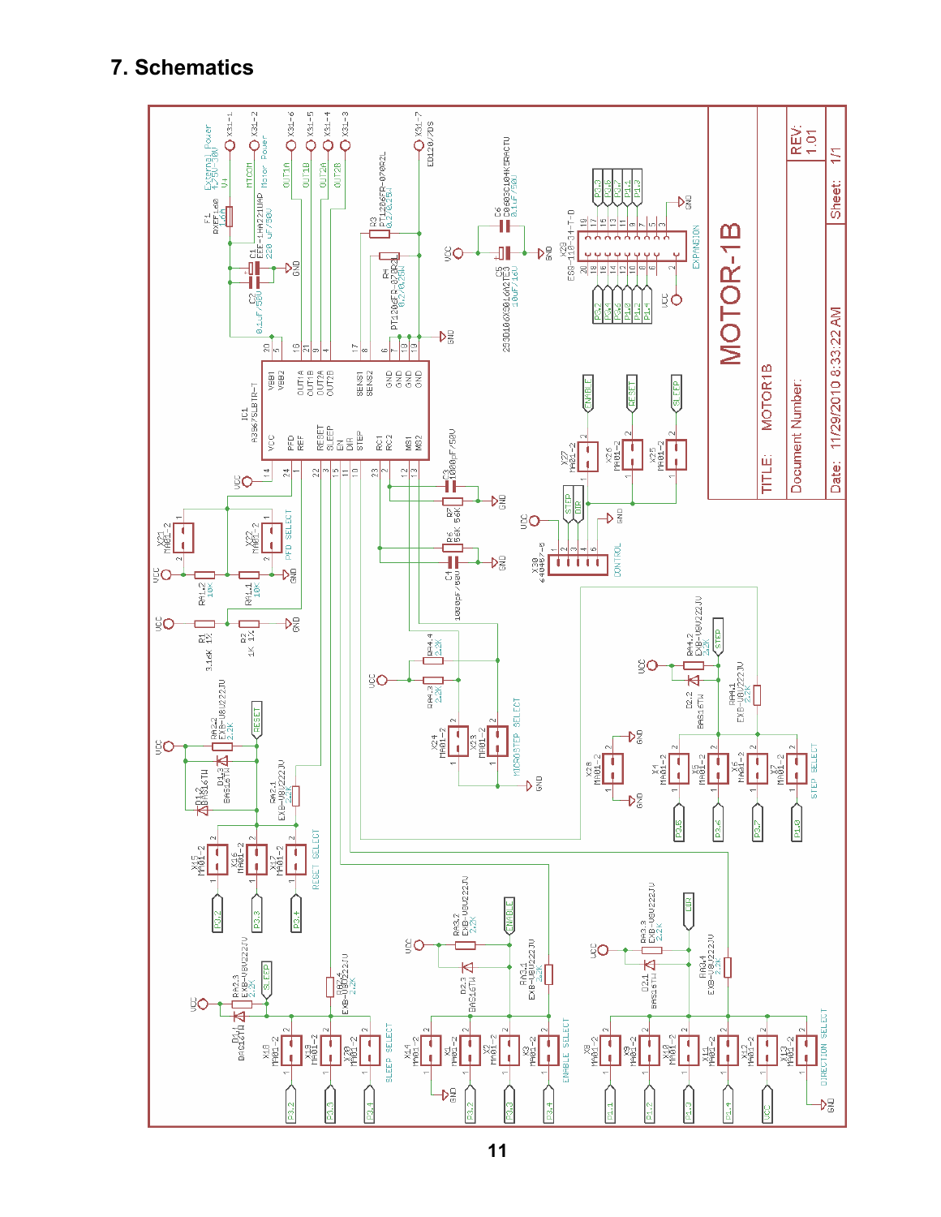# 7. Schematics

MOTOR-1B

TITLE: MOTOR1B

Document Number:

REV: 1.01

Date: 11/29/2010 8:33:22 AM

Sheet: 1/1